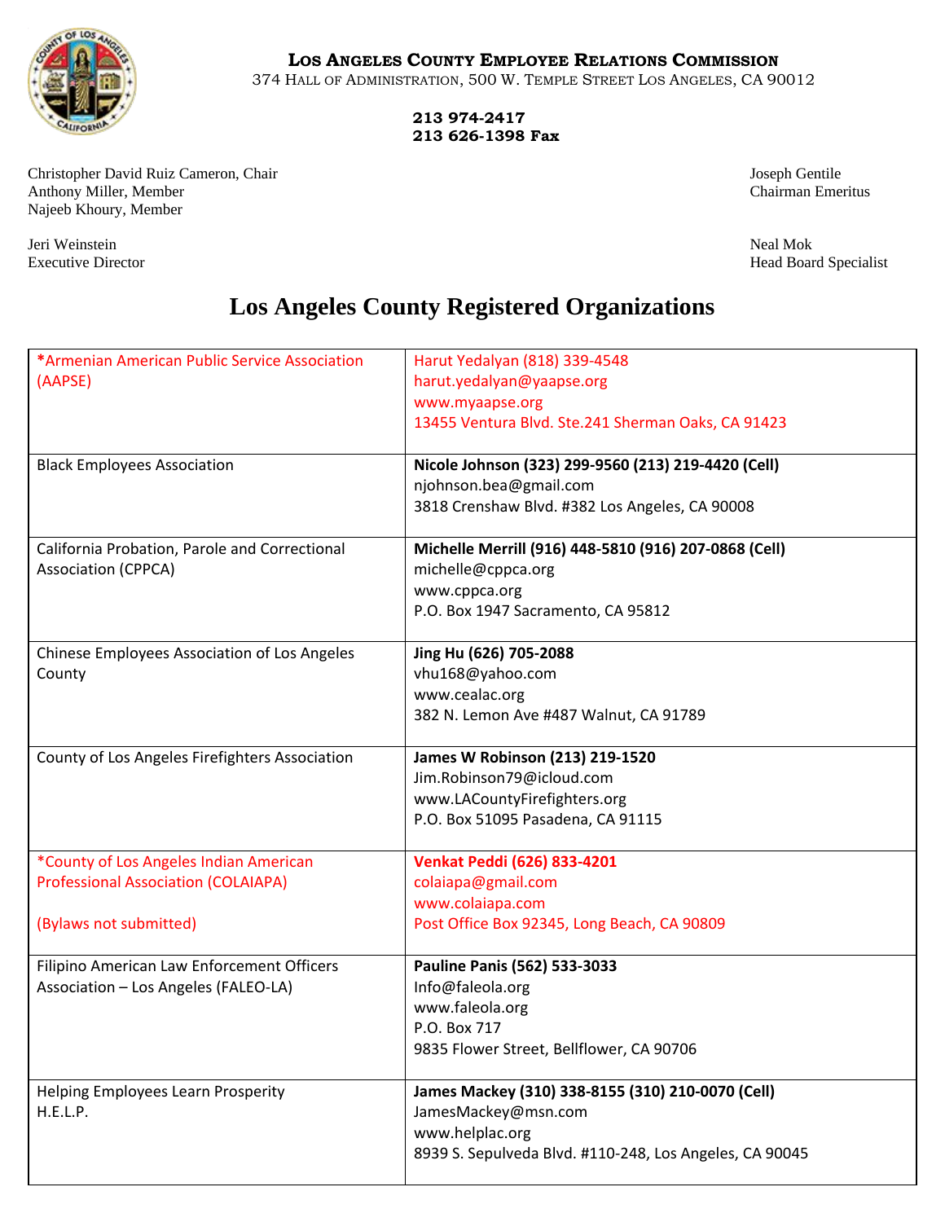**LOS ANGELES COUNTY EMPLOYEE RELATIONS COMMISSION**
374 HALL OF ADMINISTRATION, 500 W. TEMPLE STREET LOS ANGELES, CA 90012

**213 974-2417**
**213 626-1398 Fax**

Christopher David Ruiz Cameron, Chair
Anthony Miller, Member
Najeeb Khoury, Member

Joseph Gentile
Chairman Emeritus

Jeri Weinstein
Executive Director

Neal Mok
Head Board Specialist

# Los Angeles County Registered Organizations

| Organization | Contact |
|---|---|
| *Armenian American Public Service Association (AAPSE) | Harut Yedalyan (818) 339-4548<br>harut.yedalyan@yaapse.org<br>www.myaapse.org<br>13455 Ventura Blvd. Ste.241 Sherman Oaks, CA 91423 |
| Black Employees Association | **Nicole Johnson (323) 299-9560 (213) 219-4420 (Cell)**<br>njohnson.bea@gmail.com<br>3818 Crenshaw Blvd. #382 Los Angeles, CA 90008 |
| California Probation, Parole and Correctional Association (CPPCA) | **Michelle Merrill (916) 448-5810 (916) 207-0868 (Cell)**<br>michelle@cppca.org<br>www.cppca.org<br>P.O. Box 1947 Sacramento, CA 95812 |
| Chinese Employees Association of Los Angeles County | **Jing Hu (626) 705-2088**<br>vhu168@yahoo.com<br>www.cealac.org<br>382 N. Lemon Ave #487 Walnut, CA 91789 |
| County of Los Angeles Firefighters Association | **James W Robinson (213) 219-1520**<br>Jim.Robinson79@icloud.com<br>www.LACountyFirefighters.org<br>P.O. Box 51095 Pasadena, CA 91115 |
| *County of Los Angeles Indian American Professional Association (COLAIAPA)<br><br>(Bylaws not submitted) | **Venkat Peddi (626) 833-4201**<br>colaiapa@gmail.com<br>www.colaiapa.com<br>Post Office Box 92345, Long Beach, CA 90809 |
| Filipino American Law Enforcement Officers Association – Los Angeles (FALEO-LA) | **Pauline Panis (562) 533-3033**<br>Info@faleola.org<br>www.faleola.org<br>P.O. Box 717<br>9835 Flower Street, Bellflower, CA 90706 |
| Helping Employees Learn Prosperity<br>H.E.L.P. | **James Mackey (310) 338-8155 (310) 210-0070 (Cell)**<br>JamesMackey@msn.com<br>www.helplac.org<br>8939 S. Sepulveda Blvd. #110-248, Los Angeles, CA 90045 |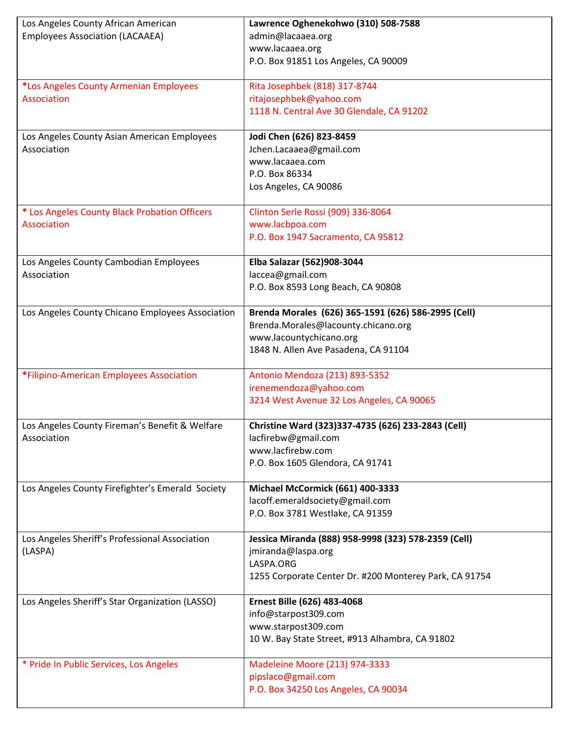| | |
|---|---|
| Los Angeles County African American Employees Association (LACAAEA) | **Lawrence Oghenekohwo (310) 508-7588**<br>admin@lacaaea.org<br>www.lacaaea.org<br>P.O. Box 91851 Los Angeles, CA 90009 |
| *Los Angeles County Armenian Employees Association | Rita Josephbek (818) 317-8744<br>ritajosephbek@yahoo.com<br>1118 N. Central Ave 30 Glendale, CA 91202 |
| Los Angeles County Asian American Employees Association | **Jodi Chen (626) 823-8459**<br>Jchen.Lacaaea@gmail.com<br>www.lacaaea.com<br>P.O. Box 86334<br>Los Angeles, CA 90086 |
| * Los Angeles County Black Probation Officers Association | Clinton Serle Rossi (909) 336-8064<br>www.lacbpoa.com<br>P.O. Box 1947 Sacramento, CA 95812 |
| Los Angeles County Cambodian Employees Association | **Elba Salazar (562)908-3044**<br>laccea@gmail.com<br>P.O. Box 8593 Long Beach, CA 90808 |
| Los Angeles County Chicano Employees Association | **Brenda Morales (626) 365-1591 (626) 586-2995 (Cell)**<br>Brenda.Morales@lacounty.chicano.org<br>www.lacountychicano.org<br>1848 N. Allen Ave Pasadena, CA 91104 |
| *Filipino-American Employees Association | Antonio Mendoza (213) 893-5352<br>irenemendoza@yahoo.com<br>3214 West Avenue 32 Los Angeles, CA 90065 |
| Los Angeles County Fireman's Benefit & Welfare Association | **Christine Ward (323)337-4735 (626) 233-2843 (Cell)**<br>lacfirebw@gmail.com<br>www.lacfirebw.com<br>P.O. Box 1605 Glendora, CA 91741 |
| Los Angeles County Firefighter's Emerald Society | **Michael McCormick (661) 400-3333**<br>lacoff.emeraldsociety@gmail.com<br>P.O. Box 3781 Westlake, CA 91359 |
| Los Angeles Sheriff's Professional Association (LASPA) | **Jessica Miranda (888) 958-9998 (323) 578-2359 (Cell)**<br>jmiranda@laspa.org<br>LASPA.ORG<br>1255 Corporate Center Dr. #200 Monterey Park, CA 91754 |
| Los Angeles Sheriff's Star Organization (LASSO) | **Ernest Bille (626) 483-4068**<br>info@starpost309.com<br>www.starpost309.com<br>10 W. Bay State Street, #913 Alhambra, CA 91802 |
| * Pride In Public Services, Los Angeles | Madeleine Moore (213) 974-3333<br>pipslaco@gmail.com<br>P.O. Box 34250 Los Angeles, CA 90034 |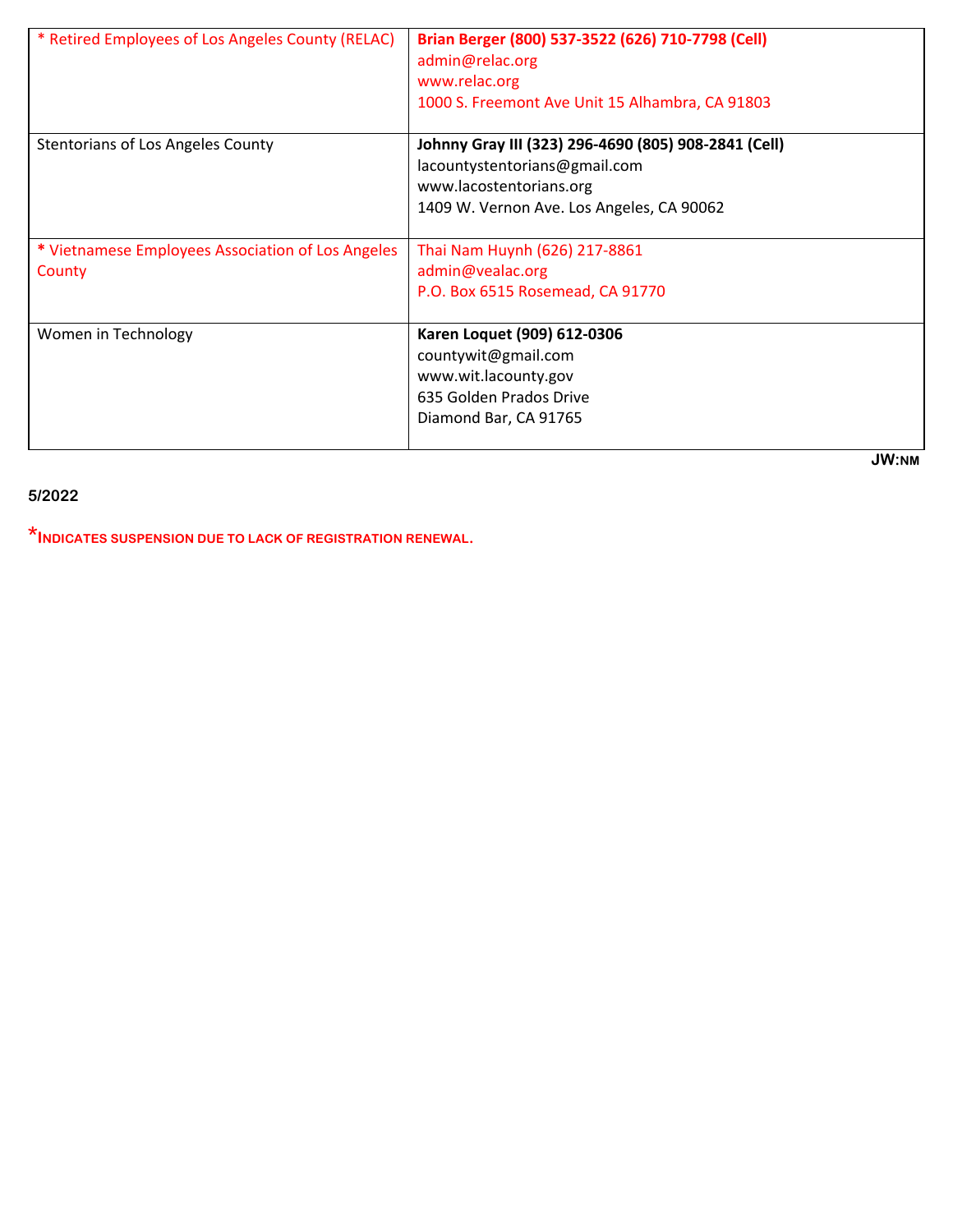| | |
|---|---|
| * Retired Employees of Los Angeles County (RELAC) | **Brian Berger (800) 537-3522 (626) 710-7798 (Cell)**<br>admin@relac.org<br>www.relac.org<br>1000 S. Freemont Ave Unit 15 Alhambra, CA 91803 |
| Stentorians of Los Angeles County | **Johnny Gray III (323) 296-4690 (805) 908-2841 (Cell)**<br>lacountystentorians@gmail.com<br>www.lacostentorians.org<br>1409 W. Vernon Ave. Los Angeles, CA 90062 |
| * Vietnamese Employees Association of Los Angeles County | Thai Nam Huynh (626) 217-8861<br>admin@vealac.org<br>P.O. Box 6515 Rosemead, CA 91770 |
| Women in Technology | **Karen Loquet (909) 612-0306**<br>countywit@gmail.com<br>www.wit.lacounty.gov<br>635 Golden Prados Drive<br>Diamond Bar, CA 91765 |

JW:NM

5/2022

*INDICATES SUSPENSION DUE TO LACK OF REGISTRATION RENEWAL.